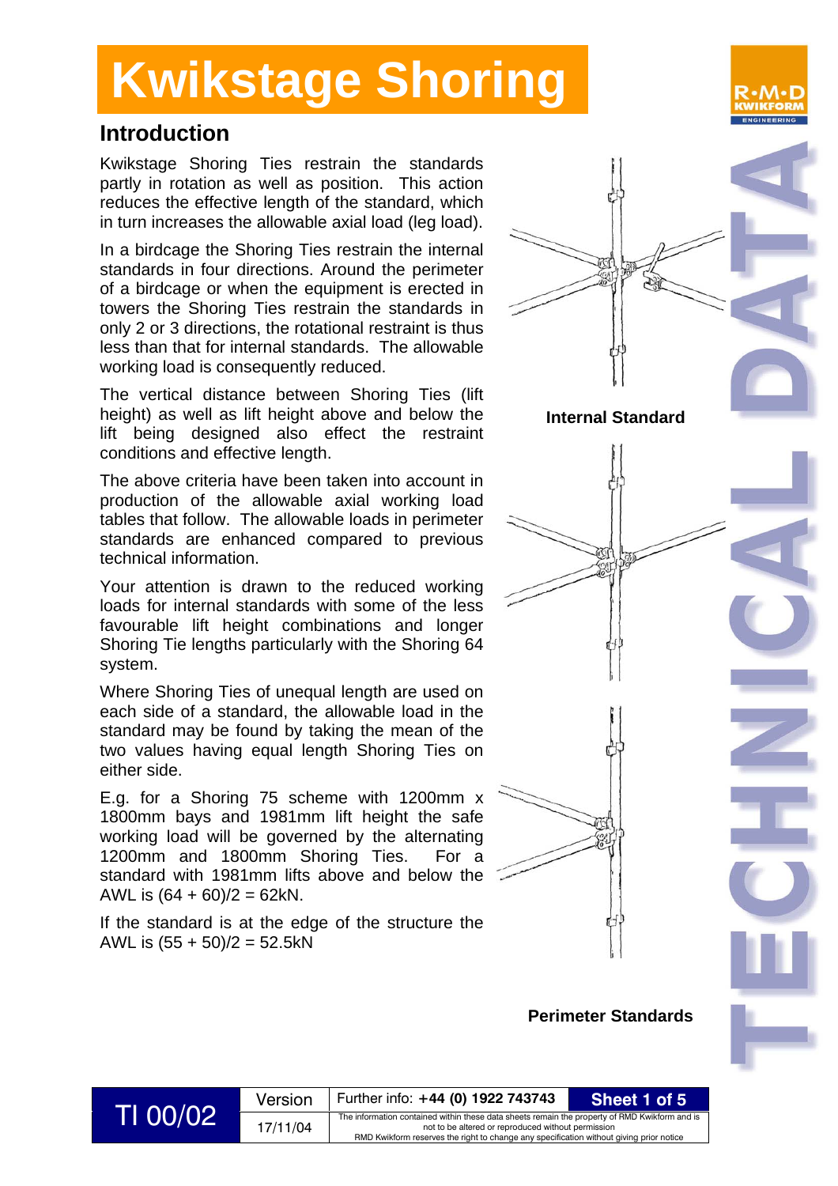# Kwikstage Shoring

## Introduction

Kwikstage Shoring Ties restrain the standards partly in rotation as well as position. This action reduces the effective length of the standard, which in turn increases the allowable axial load (leg load).

In a birdcage the Shoring Ties restrain the internal standards in four directions. Around the perimeter of a birdcage or when the equipment is erected in towers the Shoring Ties restrain the standards in only 2 or 3 directions, the rotational restraint is thus less than that for internal standards. The allowable working load is consequently reduced.

The vertical distance between Shoring Ties (lift height) as well as lift height above and below the lift being designed also effect the restraint conditions and effective length.

The above criteria have been taken into account in production of the allowable axial working load tables that follow. The allowable loads in perimeter standards are enhanced compared to previous technical information.

Your attention is drawn to the reduced working loads for internal standards with some of the less favourable lift height combinations and longer Shoring Tie lengths particularly with the Shoring 64 system.

Where Shoring Ties of unequal length are used on each side of a standard, the allowable load in the standard may be found by taking the mean of the two values having equal length Shoring Ties on either side.

E.g. for a Shoring 75 scheme with 1200mm x 1800mm bays and 1981mm lift height the safe working load will be governed by the alternating 1200mm and 1800mm Shoring Ties. For a standard with 1981mm lifts above and below the AWL is (64 + 60)/2 = 62kN.

If the standard is at the edge of the structure the AWL is (55 + 50)/2 = 52.5kN

**Internal Standard**

**Perimeter Standards**

TI 00/02 | Version 17/11/04 | Further info: **+44 (0) 1922 743743**

The information contained within these data sheets remain the property of RMD Kwikform and is not to be altered or reproduced without permission
RMD Kwikform reserves the right to change any specification without giving prior notice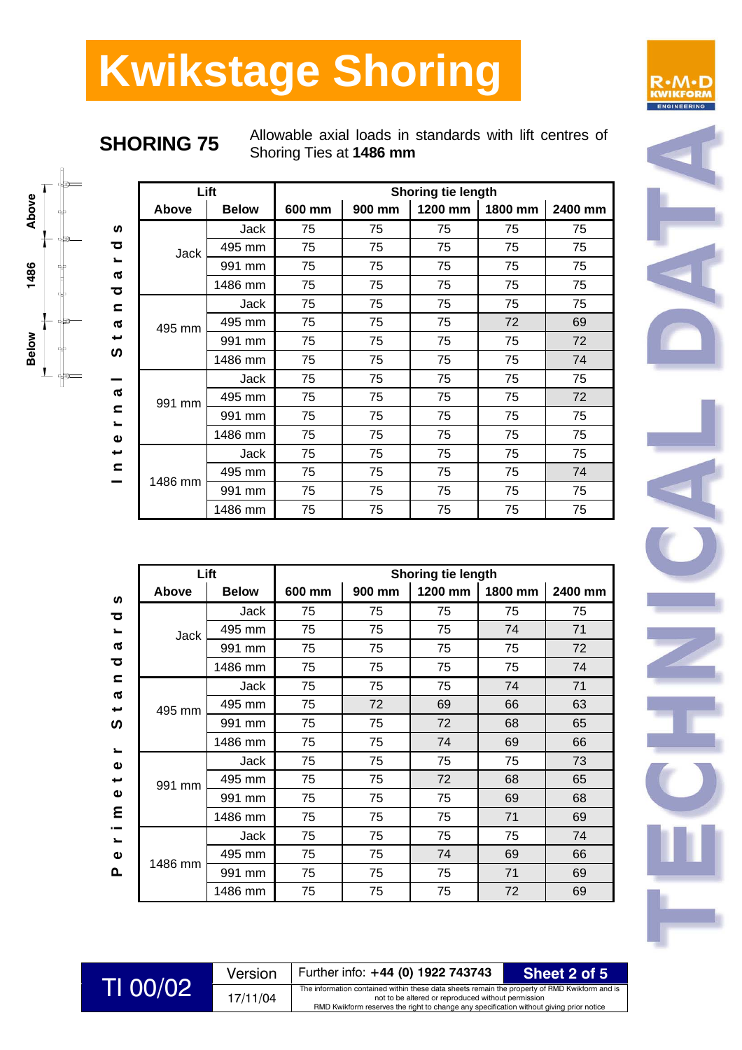# Kwikstage Shoring

## SHORING 75

Allowable axial loads in standards with lift centres of Shoring Ties at **1486 mm**

**Internal Standards**

| Lift | | Shoring tie length | | | | |
|---|---|---|---|---|---|---|
| **Above** | **Below** | **600 mm** | **900 mm** | **1200 mm** | **1800 mm** | **2400 mm** |
| Jack | Jack | 75 | 75 | 75 | 75 | 75 |
| | 495 mm | 75 | 75 | 75 | 75 | 75 |
| | 991 mm | 75 | 75 | 75 | 75 | 75 |
| | 1486 mm | 75 | 75 | 75 | 75 | 75 |
| 495 mm | Jack | 75 | 75 | 75 | 75 | 75 |
| | 495 mm | 75 | 75 | 75 | 72 | 69 |
| | 991 mm | 75 | 75 | 75 | 75 | 72 |
| | 1486 mm | 75 | 75 | 75 | 75 | 74 |
| 991 mm | Jack | 75 | 75 | 75 | 75 | 75 |
| | 495 mm | 75 | 75 | 75 | 75 | 72 |
| | 991 mm | 75 | 75 | 75 | 75 | 75 |
| | 1486 mm | 75 | 75 | 75 | 75 | 75 |
| 1486 mm | Jack | 75 | 75 | 75 | 75 | 75 |
| | 495 mm | 75 | 75 | 75 | 75 | 74 |
| | 991 mm | 75 | 75 | 75 | 75 | 75 |
| | 1486 mm | 75 | 75 | 75 | 75 | 75 |

**Perimeter Standards**

| Lift | | Shoring tie length | | | | |
|---|---|---|---|---|---|---|
| **Above** | **Below** | **600 mm** | **900 mm** | **1200 mm** | **1800 mm** | **2400 mm** |
| Jack | Jack | 75 | 75 | 75 | 75 | 75 |
| | 495 mm | 75 | 75 | 75 | 74 | 71 |
| | 991 mm | 75 | 75 | 75 | 75 | 72 |
| | 1486 mm | 75 | 75 | 75 | 75 | 74 |
| 495 mm | Jack | 75 | 75 | 75 | 74 | 71 |
| | 495 mm | 75 | 72 | 69 | 66 | 63 |
| | 991 mm | 75 | 75 | 72 | 68 | 65 |
| | 1486 mm | 75 | 75 | 74 | 69 | 66 |
| 991 mm | Jack | 75 | 75 | 75 | 75 | 73 |
| | 495 mm | 75 | 75 | 72 | 68 | 65 |
| | 991 mm | 75 | 75 | 75 | 69 | 68 |
| | 1486 mm | 75 | 75 | 75 | 71 | 69 |
| 1486 mm | Jack | 75 | 75 | 75 | 75 | 74 |
| | 495 mm | 75 | 75 | 74 | 69 | 66 |
| | 991 mm | 75 | 75 | 75 | 71 | 69 |
| | 1486 mm | 75 | 75 | 75 | 72 | 69 |

TI 00/02 | Version 17/11/04 | Further info: **+44 (0) 1922 743743**

The information contained within these data sheets remain the property of RMD Kwikform and is not to be altered or reproduced without permission. RMD Kwikform reserves the right to change any specification without giving prior notice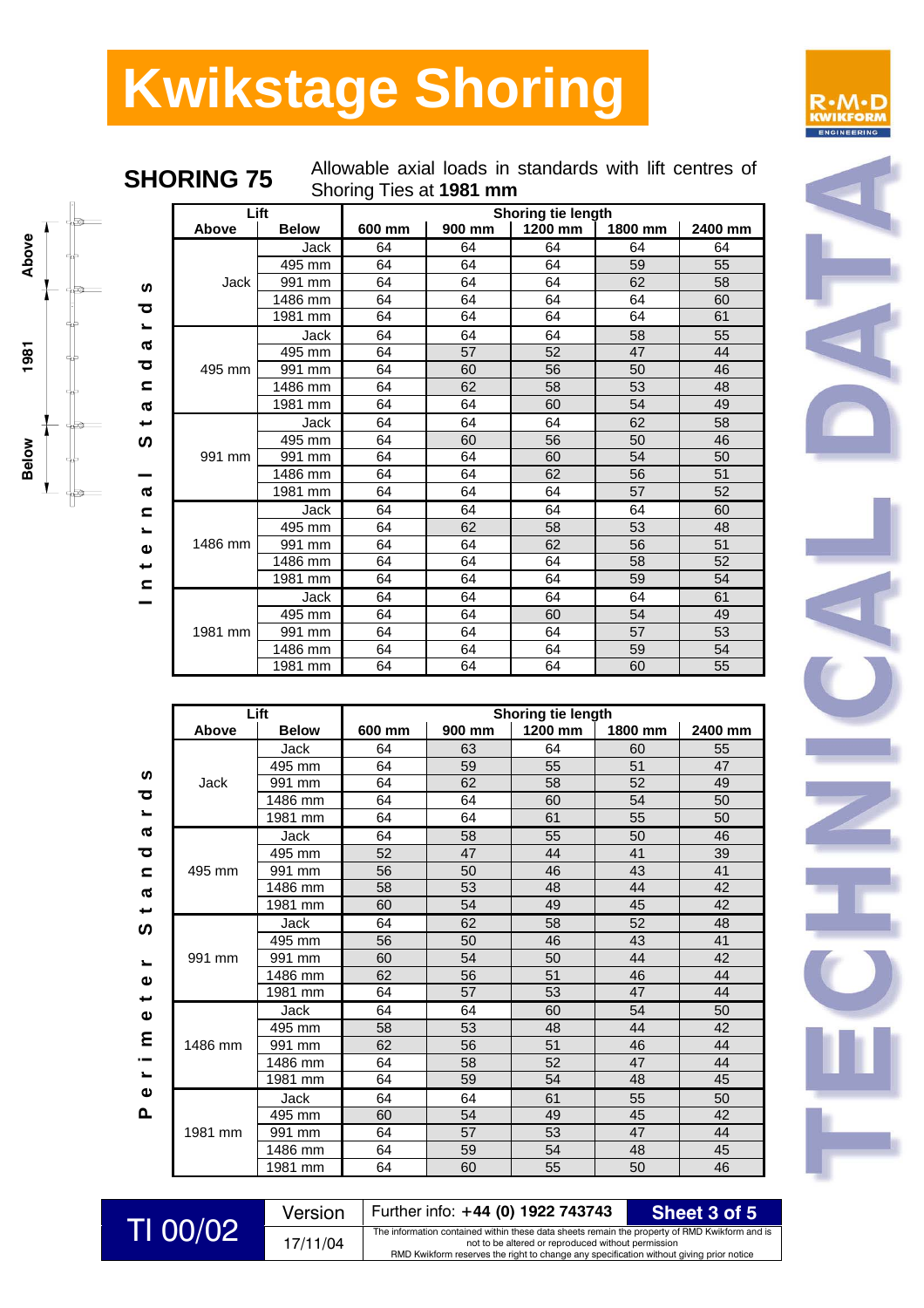# Kwikstage Shoring

## SHORING 75

Allowable axial loads in standards with lift centres of Shoring Ties at **1981 mm**

### Internal Standards

| Lift | | Shoring tie length | | | | |
|---|---|---|---|---|---|---|
| Above | Below | 600 mm | 900 mm | 1200 mm | 1800 mm | 2400 mm |
| Jack | Jack | 64 | 64 | 64 | 64 | 64 |
| | 495 mm | 64 | 64 | 64 | 59 | 55 |
| | 991 mm | 64 | 64 | 64 | 62 | 58 |
| | 1486 mm | 64 | 64 | 64 | 64 | 60 |
| | 1981 mm | 64 | 64 | 64 | 64 | 61 |
| 495 mm | Jack | 64 | 64 | 64 | 58 | 55 |
| | 495 mm | 64 | 57 | 52 | 47 | 44 |
| | 991 mm | 64 | 60 | 56 | 50 | 46 |
| | 1486 mm | 64 | 62 | 58 | 53 | 48 |
| | 1981 mm | 64 | 64 | 60 | 54 | 49 |
| 991 mm | Jack | 64 | 64 | 64 | 62 | 58 |
| | 495 mm | 64 | 60 | 56 | 50 | 46 |
| | 991 mm | 64 | 64 | 60 | 54 | 50 |
| | 1486 mm | 64 | 64 | 62 | 56 | 51 |
| | 1981 mm | 64 | 64 | 64 | 57 | 52 |
| 1486 mm | Jack | 64 | 64 | 64 | 64 | 60 |
| | 495 mm | 64 | 62 | 58 | 53 | 48 |
| | 991 mm | 64 | 64 | 62 | 56 | 51 |
| | 1486 mm | 64 | 64 | 64 | 58 | 52 |
| | 1981 mm | 64 | 64 | 64 | 59 | 54 |
| 1981 mm | Jack | 64 | 64 | 64 | 64 | 61 |
| | 495 mm | 64 | 64 | 60 | 54 | 49 |
| | 991 mm | 64 | 64 | 64 | 57 | 53 |
| | 1486 mm | 64 | 64 | 64 | 59 | 54 |
| | 1981 mm | 64 | 64 | 64 | 60 | 55 |

### Perimeter Standards

| Lift | | Shoring tie length | | | | |
|---|---|---|---|---|---|---|
| Above | Below | 600 mm | 900 mm | 1200 mm | 1800 mm | 2400 mm |
| Jack | Jack | 64 | 63 | 64 | 60 | 55 |
| | 495 mm | 64 | 59 | 55 | 51 | 47 |
| | 991 mm | 64 | 62 | 58 | 52 | 49 |
| | 1486 mm | 64 | 64 | 60 | 54 | 50 |
| | 1981 mm | 64 | 64 | 61 | 55 | 50 |
| 495 mm | Jack | 64 | 58 | 55 | 50 | 46 |
| | 495 mm | 52 | 47 | 44 | 41 | 39 |
| | 991 mm | 56 | 50 | 46 | 43 | 41 |
| | 1486 mm | 58 | 53 | 48 | 44 | 42 |
| | 1981 mm | 60 | 54 | 49 | 45 | 42 |
| 991 mm | Jack | 64 | 62 | 58 | 52 | 48 |
| | 495 mm | 56 | 50 | 46 | 43 | 41 |
| | 991 mm | 60 | 54 | 50 | 44 | 42 |
| | 1486 mm | 62 | 56 | 51 | 46 | 44 |
| | 1981 mm | 64 | 57 | 53 | 47 | 44 |
| 1486 mm | Jack | 64 | 64 | 60 | 54 | 50 |
| | 495 mm | 58 | 53 | 48 | 44 | 42 |
| | 991 mm | 62 | 56 | 51 | 46 | 44 |
| | 1486 mm | 64 | 58 | 52 | 47 | 44 |
| | 1981 mm | 64 | 59 | 54 | 48 | 45 |
| 1981 mm | Jack | 64 | 64 | 61 | 55 | 50 |
| | 495 mm | 60 | 54 | 49 | 45 | 42 |
| | 991 mm | 64 | 57 | 53 | 47 | 44 |
| | 1486 mm | 64 | 59 | 54 | 48 | 45 |
| | 1981 mm | 64 | 60 | 55 | 50 | 46 |

TI 00/02 | Version 17/11/04 | Further info: **+44 (0) 1922 743743**

The information contained within these data sheets remain the property of RMD Kwikform and is not to be altered or reproduced without permission. RMD Kwikform reserves the right to change any specification without giving prior notice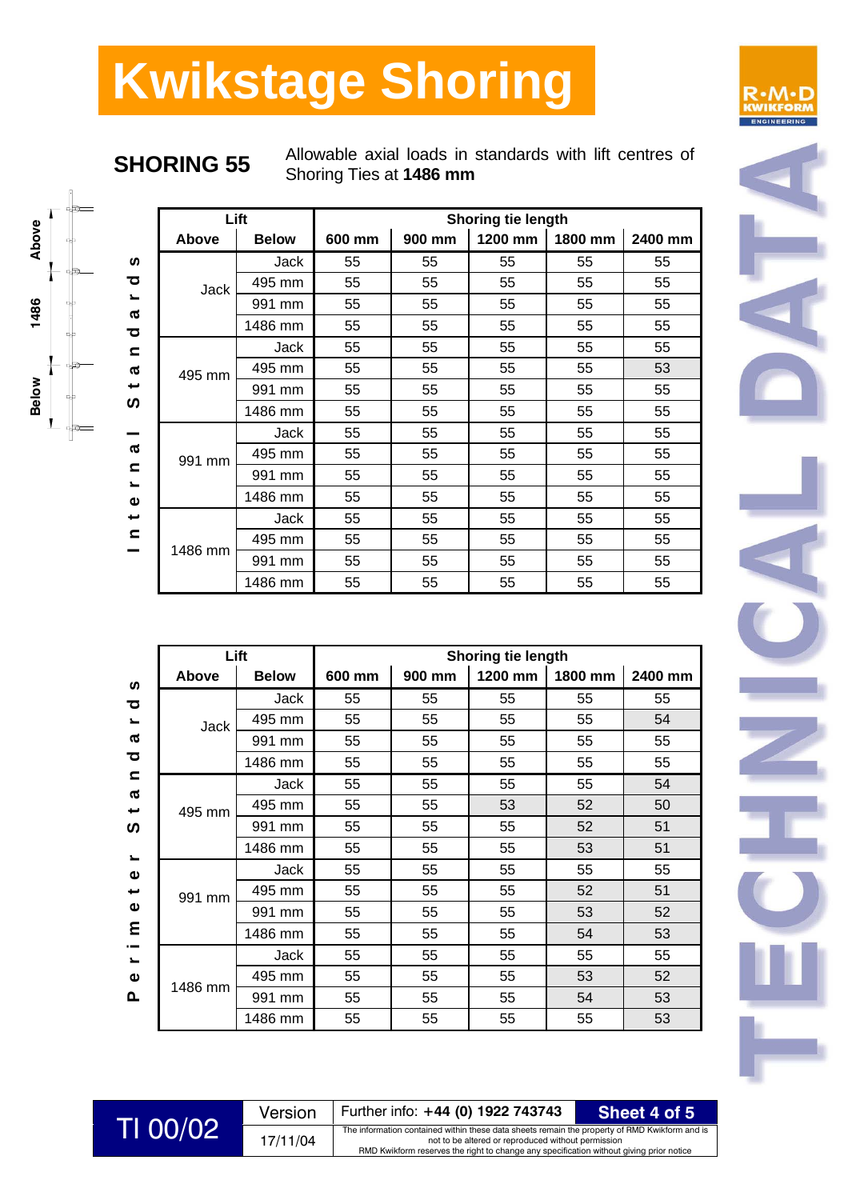# Kwikstage Shoring

## SHORING 55

Allowable axial loads in standards with lift centres of Shoring Ties at **1486 mm**

**Internal Standards**

| Lift | | Shoring tie length | | | | |
|---|---|---|---|---|---|---|
| Above | Below | 600 mm | 900 mm | 1200 mm | 1800 mm | 2400 mm |
| Jack | Jack | 55 | 55 | 55 | 55 | 55 |
| | 495 mm | 55 | 55 | 55 | 55 | 55 |
| | 991 mm | 55 | 55 | 55 | 55 | 55 |
| | 1486 mm | 55 | 55 | 55 | 55 | 55 |
| 495 mm | Jack | 55 | 55 | 55 | 55 | 55 |
| | 495 mm | 55 | 55 | 55 | 55 | 53 |
| | 991 mm | 55 | 55 | 55 | 55 | 55 |
| | 1486 mm | 55 | 55 | 55 | 55 | 55 |
| 991 mm | Jack | 55 | 55 | 55 | 55 | 55 |
| | 495 mm | 55 | 55 | 55 | 55 | 55 |
| | 991 mm | 55 | 55 | 55 | 55 | 55 |
| | 1486 mm | 55 | 55 | 55 | 55 | 55 |
| 1486 mm | Jack | 55 | 55 | 55 | 55 | 55 |
| | 495 mm | 55 | 55 | 55 | 55 | 55 |
| | 991 mm | 55 | 55 | 55 | 55 | 55 |
| | 1486 mm | 55 | 55 | 55 | 55 | 55 |

**Perimeter Standards**

| Lift | | Shoring tie length | | | | |
|---|---|---|---|---|---|---|
| Above | Below | 600 mm | 900 mm | 1200 mm | 1800 mm | 2400 mm |
| Jack | Jack | 55 | 55 | 55 | 55 | 55 |
| | 495 mm | 55 | 55 | 55 | 55 | 54 |
| | 991 mm | 55 | 55 | 55 | 55 | 55 |
| | 1486 mm | 55 | 55 | 55 | 55 | 55 |
| 495 mm | Jack | 55 | 55 | 55 | 55 | 54 |
| | 495 mm | 55 | 55 | 53 | 52 | 50 |
| | 991 mm | 55 | 55 | 55 | 52 | 51 |
| | 1486 mm | 55 | 55 | 55 | 53 | 51 |
| 991 mm | Jack | 55 | 55 | 55 | 55 | 55 |
| | 495 mm | 55 | 55 | 55 | 52 | 51 |
| | 991 mm | 55 | 55 | 55 | 53 | 52 |
| | 1486 mm | 55 | 55 | 55 | 54 | 53 |
| 1486 mm | Jack | 55 | 55 | 55 | 55 | 55 |
| | 495 mm | 55 | 55 | 55 | 53 | 52 |
| | 991 mm | 55 | 55 | 55 | 54 | 53 |
| | 1486 mm | 55 | 55 | 55 | 55 | 53 |

TI 00/02 | Version 17/11/04 | Further info: **+44 (0) 1922 743743**

The information contained within these data sheets remain the property of RMD Kwikform and is not to be altered or reproduced without permission
RMD Kwikform reserves the right to change any specification without giving prior notice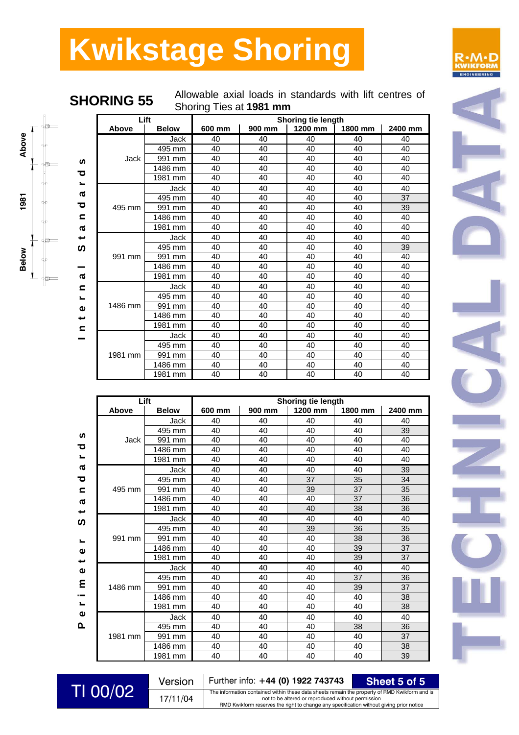# Kwikstage Shoring

## SHORING 55

Allowable axial loads in standards with lift centres of Shoring Ties at **1981 mm**

### Internal Standards

| Lift | | Shoring tie length | | | | |
|---|---|---|---|---|---|---|
| Above | Below | 600 mm | 900 mm | 1200 mm | 1800 mm | 2400 mm |
| Jack | Jack | 40 | 40 | 40 | 40 | 40 |
| | 495 mm | 40 | 40 | 40 | 40 | 40 |
| | 991 mm | 40 | 40 | 40 | 40 | 40 |
| | 1486 mm | 40 | 40 | 40 | 40 | 40 |
| | 1981 mm | 40 | 40 | 40 | 40 | 40 |
| 495 mm | Jack | 40 | 40 | 40 | 40 | 40 |
| | 495 mm | 40 | 40 | 40 | 40 | 37 |
| | 991 mm | 40 | 40 | 40 | 40 | 39 |
| | 1486 mm | 40 | 40 | 40 | 40 | 40 |
| | 1981 mm | 40 | 40 | 40 | 40 | 40 |
| 991 mm | Jack | 40 | 40 | 40 | 40 | 40 |
| | 495 mm | 40 | 40 | 40 | 40 | 39 |
| | 991 mm | 40 | 40 | 40 | 40 | 40 |
| | 1486 mm | 40 | 40 | 40 | 40 | 40 |
| | 1981 mm | 40 | 40 | 40 | 40 | 40 |
| 1486 mm | Jack | 40 | 40 | 40 | 40 | 40 |
| | 495 mm | 40 | 40 | 40 | 40 | 40 |
| | 991 mm | 40 | 40 | 40 | 40 | 40 |
| | 1486 mm | 40 | 40 | 40 | 40 | 40 |
| | 1981 mm | 40 | 40 | 40 | 40 | 40 |
| 1981 mm | Jack | 40 | 40 | 40 | 40 | 40 |
| | 495 mm | 40 | 40 | 40 | 40 | 40 |
| | 991 mm | 40 | 40 | 40 | 40 | 40 |
| | 1486 mm | 40 | 40 | 40 | 40 | 40 |
| | 1981 mm | 40 | 40 | 40 | 40 | 40 |

### Perimeter Standards

| Lift | | Shoring tie length | | | | |
|---|---|---|---|---|---|---|
| Above | Below | 600 mm | 900 mm | 1200 mm | 1800 mm | 2400 mm |
| Jack | Jack | 40 | 40 | 40 | 40 | 40 |
| | 495 mm | 40 | 40 | 40 | 40 | 39 |
| | 991 mm | 40 | 40 | 40 | 40 | 40 |
| | 1486 mm | 40 | 40 | 40 | 40 | 40 |
| | 1981 mm | 40 | 40 | 40 | 40 | 40 |
| 495 mm | Jack | 40 | 40 | 40 | 40 | 39 |
| | 495 mm | 40 | 40 | 37 | 35 | 34 |
| | 991 mm | 40 | 40 | 39 | 37 | 35 |
| | 1486 mm | 40 | 40 | 40 | 37 | 36 |
| | 1981 mm | 40 | 40 | 40 | 38 | 36 |
| 991 mm | Jack | 40 | 40 | 40 | 40 | 40 |
| | 495 mm | 40 | 40 | 39 | 36 | 35 |
| | 991 mm | 40 | 40 | 40 | 38 | 36 |
| | 1486 mm | 40 | 40 | 40 | 39 | 37 |
| | 1981 mm | 40 | 40 | 40 | 39 | 37 |
| 1486 mm | Jack | 40 | 40 | 40 | 40 | 40 |
| | 495 mm | 40 | 40 | 40 | 37 | 36 |
| | 991 mm | 40 | 40 | 40 | 39 | 37 |
| | 1486 mm | 40 | 40 | 40 | 40 | 38 |
| | 1981 mm | 40 | 40 | 40 | 40 | 38 |
| 1981 mm | Jack | 40 | 40 | 40 | 40 | 40 |
| | 495 mm | 40 | 40 | 40 | 38 | 36 |
| | 991 mm | 40 | 40 | 40 | 40 | 37 |
| | 1486 mm | 40 | 40 | 40 | 40 | 38 |
| | 1981 mm | 40 | 40 | 40 | 40 | 39 |

TI 00/02 | Version 17/11/04 | Further info: **+44 (0) 1922 743743**

The information contained within these data sheets remain the property of RMD Kwikform and is not to be altered or reproduced without permission. RMD Kwikform reserves the right to change any specification without giving prior notice